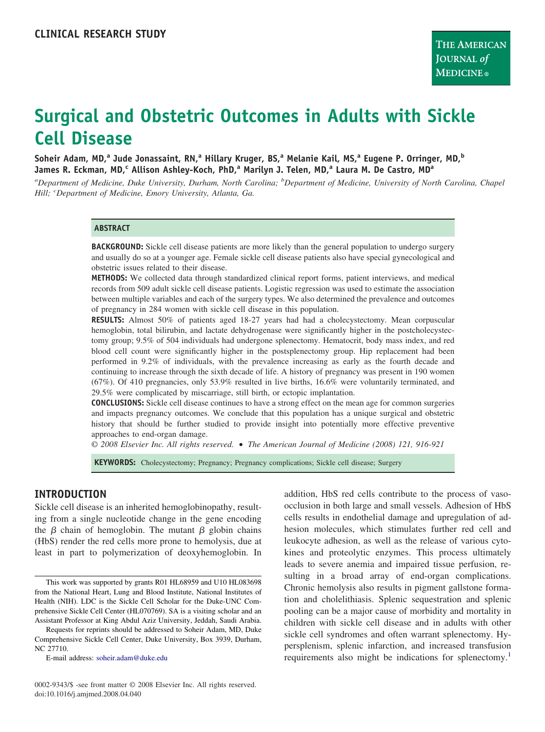CLINICAL RESEARCH STUDY

# Surgical and Obstetric Outcomes in Adults with Sickle Cell Disease

Soheir Adam, MD,[a] Jude Jonassaint, RN,[a] Hillary Kruger, BS,[a] Melanie Kail, MS,[a] Eugene P. Orringer, MD,[b] James R. Eckman, MD,[c] Allison Ashley-Koch, PhD,[a] Marilyn J. Telen, MD,[a] Laura M. De Castro, MD[a]

[a]*Department of Medicine, Duke University, Durham, North Carolina;* [b]*Department of Medicine, University of North Carolina, Chapel Hill;* [c]*Department of Medicine, Emory University, Atlanta, Ga.*

## ABSTRACT

**BACKGROUND:** Sickle cell disease patients are more likely than the general population to undergo surgery and usually do so at a younger age. Female sickle cell disease patients also have special gynecological and obstetric issues related to their disease.

**METHODS:** We collected data through standardized clinical report forms, patient interviews, and medical records from 509 adult sickle cell disease patients. Logistic regression was used to estimate the association between multiple variables and each of the surgery types. We also determined the prevalence and outcomes of pregnancy in 284 women with sickle cell disease in this population.

**RESULTS:** Almost 50% of patients aged 18-27 years had had a cholecystectomy. Mean corpuscular hemoglobin, total bilirubin, and lactate dehydrogenase were significantly higher in the postcholecystectomy group; 9.5% of 504 individuals had undergone splenectomy. Hematocrit, body mass index, and red blood cell count were significantly higher in the postsplenectomy group. Hip replacement had been performed in 9.2% of individuals, with the prevalence increasing as early as the fourth decade and continuing to increase through the sixth decade of life. A history of pregnancy was present in 190 women (67%). Of 410 pregnancies, only 53.9% resulted in live births, 16.6% were voluntarily terminated, and 29.5% were complicated by miscarriage, still birth, or ectopic implantation.

**CONCLUSIONS:** Sickle cell disease continues to have a strong effect on the mean age for common surgeries and impacts pregnancy outcomes. We conclude that this population has a unique surgical and obstetric history that should be further studied to provide insight into potentially more effective preventive approaches to end-organ damage.

*© 2008 Elsevier Inc. All rights reserved. • The American Journal of Medicine (2008) 121, 916-921*

**KEYWORDS:** Cholecystectomy; Pregnancy; Pregnancy complications; Sickle cell disease; Surgery

## INTRODUCTION

Sickle cell disease is an inherited hemoglobinopathy, resulting from a single nucleotide change in the gene encoding the β chain of hemoglobin. The mutant β globin chains (HbS) render the red cells more prone to hemolysis, due at least in part to polymerization of deoxyhemoglobin. In addition, HbS red cells contribute to the process of vaso-occlusion in both large and small vessels. Adhesion of HbS cells results in endothelial damage and upregulation of adhesion molecules, which stimulates further red cell and leukocyte adhesion, as well as the release of various cytokines and proteolytic enzymes. This process ultimately leads to severe anemia and impaired tissue perfusion, resulting in a broad array of end-organ complications. Chronic hemolysis also results in pigment gallstone formation and cholelithiasis. Splenic sequestration and splenic pooling can be a major cause of morbidity and mortality in children with sickle cell disease and in adults with other sickle cell syndromes and often warrant splenectomy. Hypersplenism, splenic infarction, and increased transfusion requirements also might be indications for splenectomy.[1]

This work was supported by grants R01 HL68959 and U10 HL083698 from the National Heart, Lung and Blood Institute, National Institutes of Health (NIH). LDC is the Sickle Cell Scholar for the Duke-UNC Comprehensive Sickle Cell Center (HL070769). SA is a visiting scholar and an Assistant Professor at King Abdul Aziz University, Jeddah, Saudi Arabia.

Requests for reprints should be addressed to Soheir Adam, MD, Duke Comprehensive Sickle Cell Center, Duke University, Box 3939, Durham, NC 27710.

E-mail address: soheir.adam@duke.edu

0002-9343/$ -see front matter © 2008 Elsevier Inc. All rights reserved.
doi:10.1016/j.amjmed.2008.04.040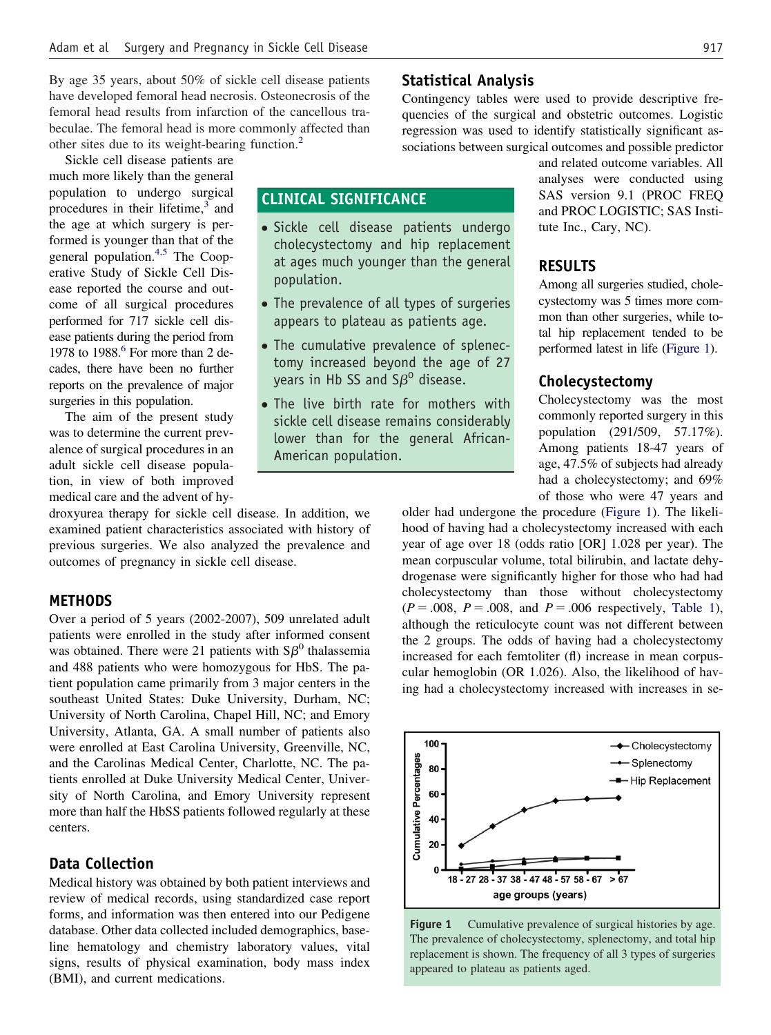By age 35 years, about 50% of sickle cell disease patients have developed femoral head necrosis. Osteonecrosis of the femoral head results from infarction of the cancellous trabeculae. The femoral head is more commonly affected than other sites due to its weight-bearing function.[2]

Sickle cell disease patients are much more likely than the general population to undergo surgical procedures in their lifetime,[3] and the age at which surgery is performed is younger than that of the general population.[4,5] The Cooperative Study of Sickle Cell Disease reported the course and outcome of all surgical procedures performed for 717 sickle cell disease patients during the period from 1978 to 1988.[6] For more than 2 decades, there have been no further reports on the prevalence of major surgeries in this population.

The aim of the present study was to determine the current prevalence of surgical procedures in an adult sickle cell disease population, in view of both improved medical care and the advent of hydroxyurea therapy for sickle cell disease. In addition, we examined patient characteristics associated with history of previous surgeries. We also analyzed the prevalence and outcomes of pregnancy in sickle cell disease.

## CLINICAL SIGNIFICANCE

- Sickle cell disease patients undergo cholecystectomy and hip replacement at ages much younger than the general population.
- The prevalence of all types of surgeries appears to plateau as patients age.
- The cumulative prevalence of splenectomy increased beyond the age of 27 years in Hb SS and $S\beta^0$ disease.
- The live birth rate for mothers with sickle cell disease remains considerably lower than for the general African-American population.

## METHODS

Over a period of 5 years (2002-2007), 509 unrelated adult patients were enrolled in the study after informed consent was obtained. There were 21 patients with $S\beta^0$ thalassemia and 488 patients who were homozygous for HbS. The patient population came primarily from 3 major centers in the southeast United States: Duke University, Durham, NC; University of North Carolina, Chapel Hill, NC; and Emory University, Atlanta, GA. A small number of patients also were enrolled at East Carolina University, Greenville, NC, and the Carolinas Medical Center, Charlotte, NC. The patients enrolled at Duke University Medical Center, University of North Carolina, and Emory University represent more than half the HbSS patients followed regularly at these centers.

### Data Collection

Medical history was obtained by both patient interviews and review of medical records, using standardized case report forms, and information was then entered into our Pedigene database. Other data collected included demographics, baseline hematology and chemistry laboratory values, vital signs, results of physical examination, body mass index (BMI), and current medications.

### Statistical Analysis

Contingency tables were used to provide descriptive frequencies of the surgical and obstetric outcomes. Logistic regression was used to identify statistically significant associations between surgical outcomes and possible predictor and related outcome variables. All analyses were conducted using SAS version 9.1 (PROC FREQ and PROC LOGISTIC; SAS Institute Inc., Cary, NC).

## RESULTS

Among all surgeries studied, cholecystectomy was 5 times more common than other surgeries, while total hip replacement tended to be performed latest in life (Figure 1).

### Cholecystectomy

Cholecystectomy was the most commonly reported surgery in this population (291/509, 57.17%). Among patients 18-47 years of age, 47.5% of subjects had already had a cholecystectomy; and 69% of those who were 47 years and older had undergone the procedure (Figure 1). The likelihood of having had a cholecystectomy increased with each year of age over 18 (odds ratio [OR] 1.028 per year). The mean corpuscular volume, total bilirubin, and lactate dehydrogenase were significantly higher for those who had had cholecystectomy than those without cholecystectomy ($P = .008$, $P = .008$, and $P = .006$ respectively, Table 1), although the reticulocyte count was not different between the 2 groups. The odds of having had a cholecystectomy increased for each femtoliter (fl) increase in mean corpuscular hemoglobin (OR 1.026). Also, the likelihood of having had a cholecystectomy increased with increases in se-

**Figure 1** Cumulative prevalence of surgical histories by age. The prevalence of cholecystectomy, splenectomy, and total hip replacement is shown. The frequency of all 3 types of surgeries appeared to plateau as patients aged.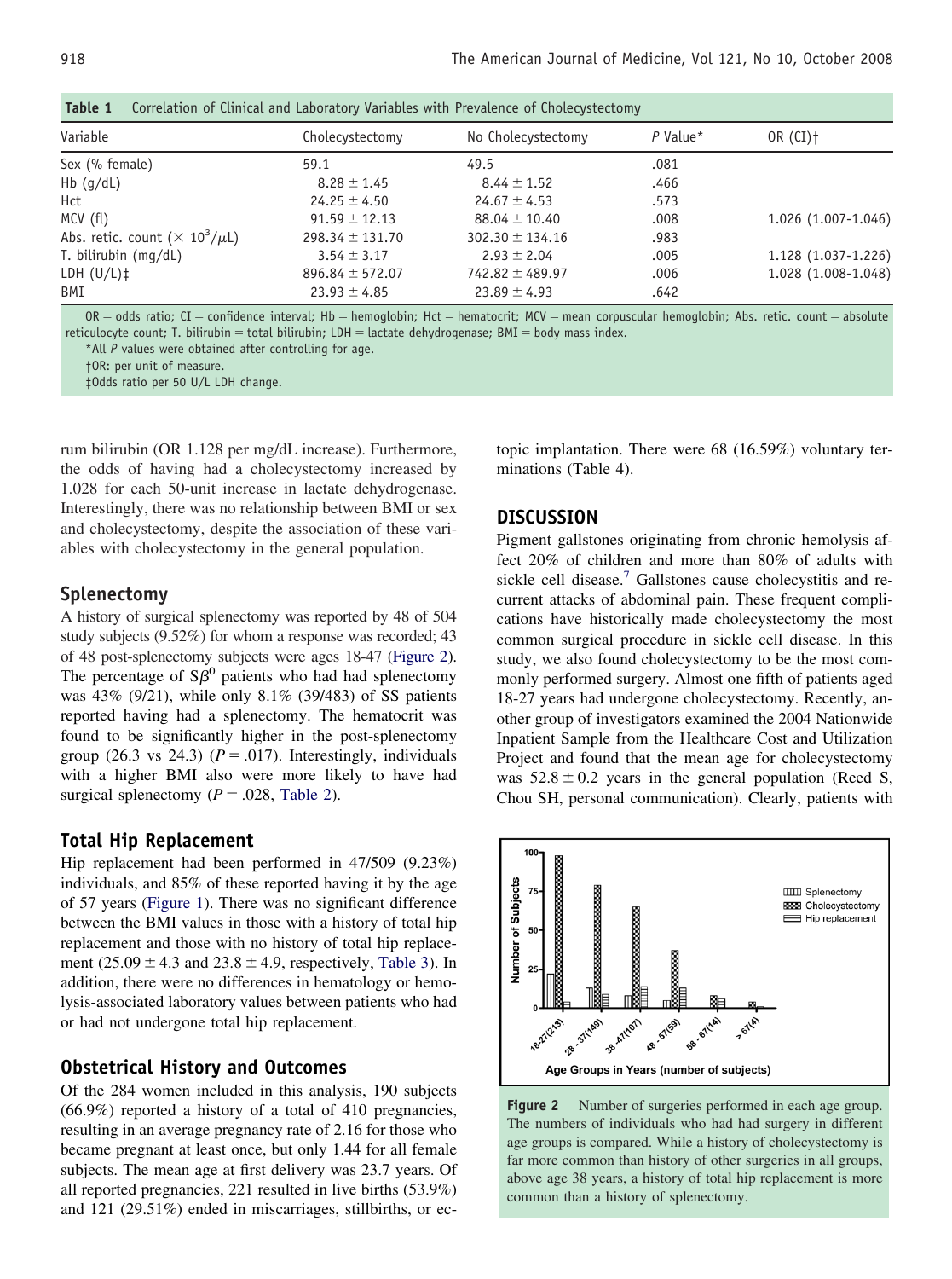**Table 1** Correlation of Clinical and Laboratory Variables with Prevalence of Cholecystectomy

| Variable | Cholecystectomy | No Cholecystectomy | *P* Value* | OR (CI)† |
|---|---|---|---|---|
| Sex (% female) | 59.1 | 49.5 | .081 | |
| Hb (g/dL) | 8.28 ± 1.45 | 8.44 ± 1.52 | .466 | |
| Hct | 24.25 ± 4.50 | 24.67 ± 4.53 | .573 | |
| MCV (fl) | 91.59 ± 12.13 | 88.04 ± 10.40 | .008 | 1.026 (1.007-1.046) |
| Abs. retic. count ($\times 10^3/\mu L$) | 298.34 ± 131.70 | 302.30 ± 134.16 | .983 | |
| T. bilirubin (mg/dL) | 3.54 ± 3.17 | 2.93 ± 2.04 | .005 | 1.128 (1.037-1.226) |
| LDH (U/L)‡ | 896.84 ± 572.07 | 742.82 ± 489.97 | .006 | 1.028 (1.008-1.048) |
| BMI | 23.93 ± 4.85 | 23.89 ± 4.93 | .642 | |

OR = odds ratio; CI = confidence interval; Hb = hemoglobin; Hct = hematocrit; MCV = mean corpuscular hemoglobin; Abs. retic. count = absolute reticulocyte count; T. bilirubin = total bilirubin; LDH = lactate dehydrogenase; BMI = body mass index.

*All *P* values were obtained after controlling for age.

†OR: per unit of measure.

‡Odds ratio per 50 U/L LDH change.

rum bilirubin (OR 1.128 per mg/dL increase). Furthermore, the odds of having had a cholecystectomy increased by 1.028 for each 50-unit increase in lactate dehydrogenase. Interestingly, there was no relationship between BMI or sex and cholecystectomy, despite the association of these variables with cholecystectomy in the general population.

## Splenectomy

A history of surgical splenectomy was reported by 48 of 504 study subjects (9.52%) for whom a response was recorded; 43 of 48 post-splenectomy subjects were ages 18-47 (Figure 2). The percentage of $S\beta^0$ patients who had had splenectomy was 43% (9/21), while only 8.1% (39/483) of SS patients reported having had a splenectomy. The hematocrit was found to be significantly higher in the post-splenectomy group (26.3 vs 24.3) ($P = .017$). Interestingly, individuals with a higher BMI also were more likely to have had surgical splenectomy ($P = .028$, Table 2).

## Total Hip Replacement

Hip replacement had been performed in 47/509 (9.23%) individuals, and 85% of these reported having it by the age of 57 years (Figure 1). There was no significant difference between the BMI values in those with a history of total hip replacement and those with no history of total hip replacement (25.09 ± 4.3 and 23.8 ± 4.9, respectively, Table 3). In addition, there were no differences in hematology or hemolysis-associated laboratory values between patients who had or had not undergone total hip replacement.

## Obstetrical History and Outcomes

Of the 284 women included in this analysis, 190 subjects (66.9%) reported a history of a total of 410 pregnancies, resulting in an average pregnancy rate of 2.16 for those who became pregnant at least once, but only 1.44 for all female subjects. The mean age at first delivery was 23.7 years. Of all reported pregnancies, 221 resulted in live births (53.9%) and 121 (29.51%) ended in miscarriages, stillbirths, or ectopic implantation. There were 68 (16.59%) voluntary terminations (Table 4).

## DISCUSSION

Pigment gallstones originating from chronic hemolysis affect 20% of children and more than 80% of adults with sickle cell disease.[7] Gallstones cause cholecystitis and recurrent attacks of abdominal pain. These frequent complications have historically made cholecystectomy the most common surgical procedure in sickle cell disease. In this study, we also found cholecystectomy to be the most commonly performed surgery. Almost one fifth of patients aged 18-27 years had undergone cholecystectomy. Recently, another group of investigators examined the 2004 Nationwide Inpatient Sample from the Healthcare Cost and Utilization Project and found that the mean age for cholecystectomy was 52.8 ± 0.2 years in the general population (Reed S, Chou SH, personal communication). Clearly, patients with

**Figure 2** Number of surgeries performed in each age group. The numbers of individuals who had had surgery in different age groups is compared. While a history of cholecystectomy is far more common than history of other surgeries in all groups, above age 38 years, a history of total hip replacement is more common than a history of splenectomy.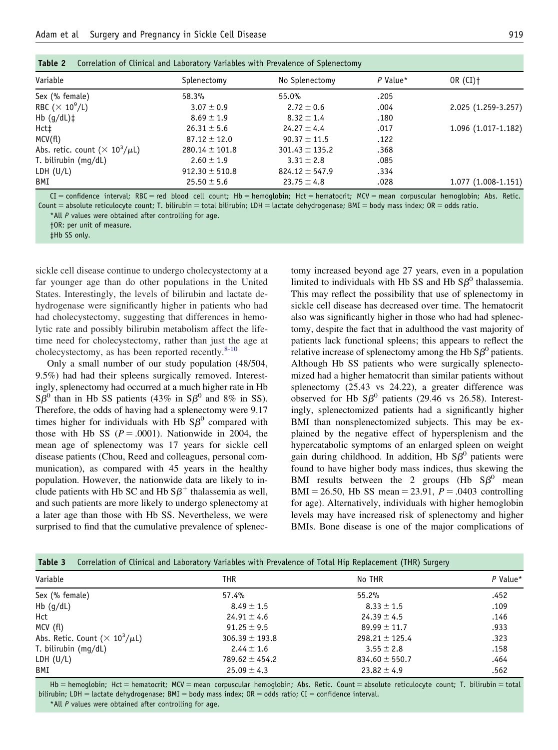**Table 2** Correlation of Clinical and Laboratory Variables with Prevalence of Splenectomy

| Variable | Splenectomy | No Splenectomy | *P* Value* | OR (CI)† |
|---|---|---|---|---|
| Sex (% female) | 58.3% | 55.0% | .205 | |
| RBC ($\times 10^9$/L) | $3.07 \pm 0.9$ | $2.72 \pm 0.6$ | .004 | 2.025 (1.259-3.257) |
| Hb (g/dL)‡ | $8.69 \pm 1.9$ | $8.32 \pm 1.4$ | .180 | |
| Hct‡ | $26.31 \pm 5.6$ | $24.27 \pm 4.4$ | .017 | 1.096 (1.017-1.182) |
| MCV(fl) | $87.12 \pm 12.0$ | $90.37 \pm 11.5$ | .122 | |
| Abs. retic. count ($\times 10^3/\mu$L) | $280.14 \pm 101.8$ | $301.43 \pm 135.2$ | .368 | |
| T. bilirubin (mg/dL) | $2.60 \pm 1.9$ | $3.31 \pm 2.8$ | .085 | |
| LDH (U/L) | $912.30 \pm 510.8$ | $824.12 \pm 547.9$ | .334 | |
| BMI | $25.50 \pm 5.6$ | $23.75 \pm 4.8$ | .028 | 1.077 (1.008-1.151) |

CI = confidence interval; RBC = red blood cell count; Hb = hemoglobin; Hct = hematocrit; MCV = mean corpuscular hemoglobin; Abs. Retic. Count = absolute reticulocyte count; T. bilirubin = total bilirubin; LDH = lactate dehydrogenase; BMI = body mass index; OR = odds ratio.
*All *P* values were obtained after controlling for age.
†OR: per unit of measure.
‡Hb SS only.

sickle cell disease continue to undergo cholecystectomy at a far younger age than do other populations in the United States. Interestingly, the levels of bilirubin and lactate dehydrogenase were significantly higher in patients who had had cholecystectomy, suggesting that differences in hemolytic rate and possibly bilirubin metabolism affect the lifetime need for cholecystectomy, rather than just the age at cholecystectomy, as has been reported recently.[8-10]

Only a small number of our study population (48/504, 9.5%) had had their spleens surgically removed. Interestingly, splenectomy had occurred at a much higher rate in Hb $S\beta^0$ than in Hb SS patients (43% in $S\beta^0$ and 8% in SS). Therefore, the odds of having had a splenectomy were 9.17 times higher for individuals with Hb $S\beta^0$ compared with those with Hb SS ($P = .0001$). Nationwide in 2004, the mean age of splenectomy was 17 years for sickle cell disease patients (Chou, Reed and colleagues, personal communication), as compared with 45 years in the healthy population. However, the nationwide data are likely to include patients with Hb SC and Hb $S\beta^+$ thalassemia as well, and such patients are more likely to undergo splenectomy at a later age than those with Hb SS. Nevertheless, we were surprised to find that the cumulative prevalence of splenectomy increased beyond age 27 years, even in a population limited to individuals with Hb SS and Hb $S\beta^0$ thalassemia. This may reflect the possibility that use of splenectomy in sickle cell disease has decreased over time. The hematocrit also was significantly higher in those who had had splenectomy, despite the fact that in adulthood the vast majority of patients lack functional spleens; this appears to reflect the relative increase of splenectomy among the Hb $S\beta^0$ patients. Although Hb SS patients who were surgically splenectomized had a higher hematocrit than similar patients without splenectomy (25.43 vs 24.22), a greater difference was observed for Hb $S\beta^0$ patients (29.46 vs 26.58). Interestingly, splenectomized patients had a significantly higher BMI than nonsplenectomized subjects. This may be explained by the negative effect of hypersplenism and the hypercatabolic symptoms of an enlarged spleen on weight gain during childhood. In addition, Hb $S\beta^0$ patients were found to have higher body mass indices, thus skewing the BMI results between the 2 groups (Hb $S\beta^0$ mean BMI = 26.50, Hb SS mean = 23.91, $P = .0403$ controlling for age). Alternatively, individuals with higher hemoglobin levels may have increased risk of splenectomy and higher BMIs. Bone disease is one of the major complications of

**Table 3** Correlation of Clinical and Laboratory Variables with Prevalence of Total Hip Replacement (THR) Surgery

| Variable | THR | No THR | *P* Value* |
|---|---|---|---|
| Sex (% female) | 57.4% | 55.2% | .452 |
| Hb (g/dL) | $8.49 \pm 1.5$ | $8.33 \pm 1.5$ | .109 |
| Hct | $24.91 \pm 4.6$ | $24.39 \pm 4.5$ | .146 |
| MCV (fl) | $91.25 \pm 9.5$ | $89.99 \pm 11.7$ | .933 |
| Abs. Retic. Count ($\times 10^3/\mu$L) | $306.39 \pm 193.8$ | $298.21 \pm 125.4$ | .323 |
| T. bilirubin (mg/dL) | $2.44 \pm 1.6$ | $3.55 \pm 2.8$ | .158 |
| LDH (U/L) | $789.62 \pm 454.2$ | $834.60 \pm 550.7$ | .464 |
| BMI | $25.09 \pm 4.3$ | $23.82 \pm 4.9$ | .562 |

Hb = hemoglobin; Hct = hematocrit; MCV = mean corpuscular hemoglobin; Abs. Retic. Count = absolute reticulocyte count; T. bilirubin = total bilirubin; LDH = lactate dehydrogenase; BMI = body mass index; OR = odds ratio; CI = confidence interval.
*All *P* values were obtained after controlling for age.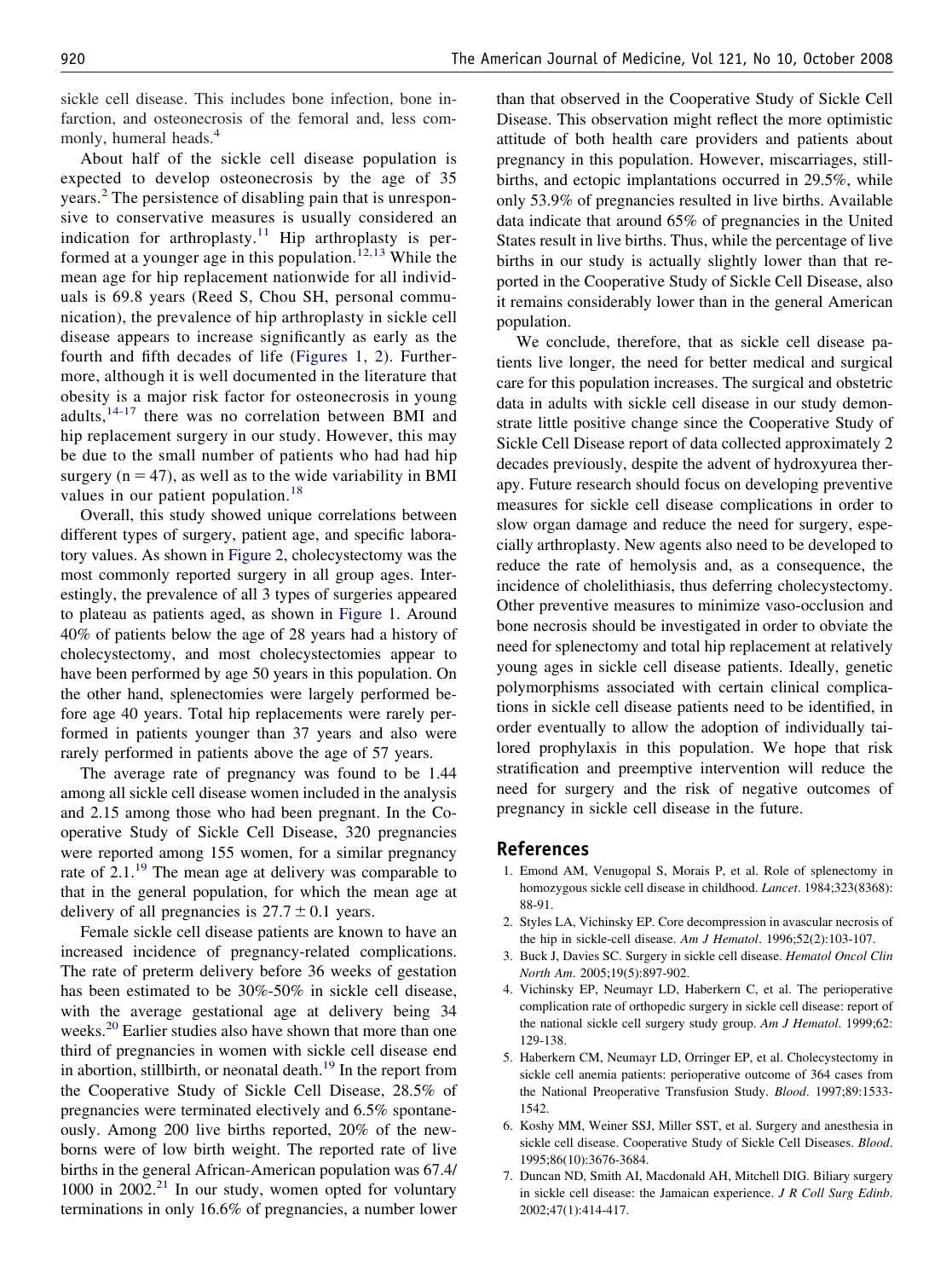sickle cell disease. This includes bone infection, bone infarction, and osteonecrosis of the femoral and, less commonly, humeral heads.[4]

About half of the sickle cell disease population is expected to develop osteonecrosis by the age of 35 years.[2] The persistence of disabling pain that is unresponsive to conservative measures is usually considered an indication for arthroplasty.[11] Hip arthroplasty is performed at a younger age in this population.[12,13] While the mean age for hip replacement nationwide for all individuals is 69.8 years (Reed S, Chou SH, personal communication), the prevalence of hip arthroplasty in sickle cell disease appears to increase significantly as early as the fourth and fifth decades of life (Figures 1, 2). Furthermore, although it is well documented in the literature that obesity is a major risk factor for osteonecrosis in young adults,[14-17] there was no correlation between BMI and hip replacement surgery in our study. However, this may be due to the small number of patients who had had hip surgery ($n = 47$), as well as to the wide variability in BMI values in our patient population.[18]

Overall, this study showed unique correlations between different types of surgery, patient age, and specific laboratory values. As shown in Figure 2, cholecystectomy was the most commonly reported surgery in all group ages. Interestingly, the prevalence of all 3 types of surgeries appeared to plateau as patients aged, as shown in Figure 1. Around 40% of patients below the age of 28 years had a history of cholecystectomy, and most cholecystectomies appear to have been performed by age 50 years in this population. On the other hand, splenectomies were largely performed before age 40 years. Total hip replacements were rarely performed in patients younger than 37 years and also were rarely performed in patients above the age of 57 years.

The average rate of pregnancy was found to be 1.44 among all sickle cell disease women included in the analysis and 2.15 among those who had been pregnant. In the Cooperative Study of Sickle Cell Disease, 320 pregnancies were reported among 155 women, for a similar pregnancy rate of 2.1.[19] The mean age at delivery was comparable to that in the general population, for which the mean age at delivery of all pregnancies is $27.7 \pm 0.1$ years.

Female sickle cell disease patients are known to have an increased incidence of pregnancy-related complications. The rate of preterm delivery before 36 weeks of gestation has been estimated to be 30%-50% in sickle cell disease, with the average gestational age at delivery being 34 weeks.[20] Earlier studies also have shown that more than one third of pregnancies in women with sickle cell disease end in abortion, stillbirth, or neonatal death.[19] In the report from the Cooperative Study of Sickle Cell Disease, 28.5% of pregnancies were terminated electively and 6.5% spontaneously. Among 200 live births reported, 20% of the newborns were of low birth weight. The reported rate of live births in the general African-American population was 67.4/1000 in 2002.[21] In our study, women opted for voluntary terminations in only 16.6% of pregnancies, a number lower than that observed in the Cooperative Study of Sickle Cell Disease. This observation might reflect the more optimistic attitude of both health care providers and patients about pregnancy in this population. However, miscarriages, stillbirths, and ectopic implantations occurred in 29.5%, while only 53.9% of pregnancies resulted in live births. Available data indicate that around 65% of pregnancies in the United States result in live births. Thus, while the percentage of live births in our study is actually slightly lower than that reported in the Cooperative Study of Sickle Cell Disease, also it remains considerably lower than in the general American population.

We conclude, therefore, that as sickle cell disease patients live longer, the need for better medical and surgical care for this population increases. The surgical and obstetric data in adults with sickle cell disease in our study demonstrate little positive change since the Cooperative Study of Sickle Cell Disease report of data collected approximately 2 decades previously, despite the advent of hydroxyurea therapy. Future research should focus on developing preventive measures for sickle cell disease complications in order to slow organ damage and reduce the need for surgery, especially arthroplasty. New agents also need to be developed to reduce the rate of hemolysis and, as a consequence, the incidence of cholelithiasis, thus deferring cholecystectomy. Other preventive measures to minimize vaso-occlusion and bone necrosis should be investigated in order to obviate the need for splenectomy and total hip replacement at relatively young ages in sickle cell disease patients. Ideally, genetic polymorphisms associated with certain clinical complications in sickle cell disease patients need to be identified, in order eventually to allow the adoption of individually tailored prophylaxis in this population. We hope that risk stratification and preemptive intervention will reduce the need for surgery and the risk of negative outcomes of pregnancy in sickle cell disease in the future.

## References

1. Emond AM, Venugopal S, Morais P, et al. Role of splenectomy in homozygous sickle cell disease in childhood. *Lancet*. 1984;323(8368): 88-91.
2. Styles LA, Vichinsky EP. Core decompression in avascular necrosis of the hip in sickle-cell disease. *Am J Hematol*. 1996;52(2):103-107.
3. Buck J, Davies SC. Surgery in sickle cell disease. *Hematol Oncol Clin North Am*. 2005;19(5):897-902.
4. Vichinsky EP, Neumayr LD, Haberkern C, et al. The perioperative complication rate of orthopedic surgery in sickle cell disease: report of the national sickle cell surgery study group. *Am J Hematol*. 1999;62: 129-138.
5. Haberkern CM, Neumayr LD, Orringer EP, et al. Cholecystectomy in sickle cell anemia patients: perioperative outcome of 364 cases from the National Preoperative Transfusion Study. *Blood*. 1997;89:1533-1542.
6. Koshy MM, Weiner SSJ, Miller SST, et al. Surgery and anesthesia in sickle cell disease. Cooperative Study of Sickle Cell Diseases. *Blood*. 1995;86(10):3676-3684.
7. Duncan ND, Smith AI, Macdonald AH, Mitchell DIG. Biliary surgery in sickle cell disease: the Jamaican experience. *J R Coll Surg Edinb*. 2002;47(1):414-417.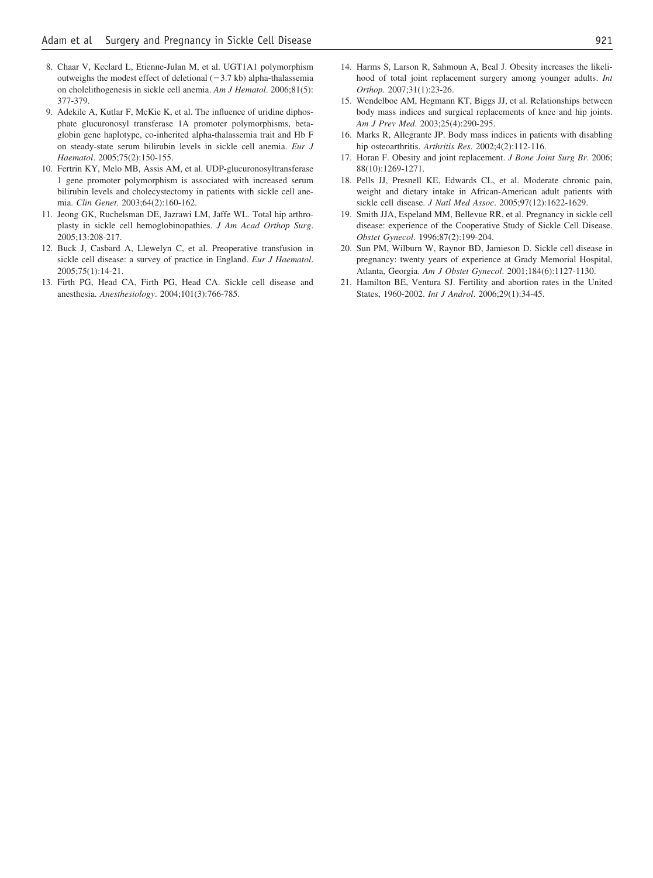8. Chaar V, Keclard L, Etienne-Julan M, et al. UGT1A1 polymorphism outweighs the modest effect of deletional (−3.7 kb) alpha-thalassemia on cholelithogenesis in sickle cell anemia. *Am J Hematol*. 2006;81(5): 377-379.
9. Adekile A, Kutlar F, McKie K, et al. The influence of uridine diphosphate glucuronosyl transferase 1A promoter polymorphisms, beta-globin gene haplotype, co-inherited alpha-thalassemia trait and Hb F on steady-state serum bilirubin levels in sickle cell anemia. *Eur J Haematol*. 2005;75(2):150-155.
10. Fertrin KY, Melo MB, Assis AM, et al. UDP-glucuronosyltransferase 1 gene promoter polymorphism is associated with increased serum bilirubin levels and cholecystectomy in patients with sickle cell anemia. *Clin Genet*. 2003;64(2):160-162.
11. Jeong GK, Ruchelsman DE, Jazrawi LM, Jaffe WL. Total hip arthroplasty in sickle cell hemoglobinopathies. *J Am Acad Orthop Surg*. 2005;13:208-217.
12. Buck J, Casbard A, Llewelyn C, et al. Preoperative transfusion in sickle cell disease: a survey of practice in England. *Eur J Haematol*. 2005;75(1):14-21.
13. Firth PG, Head CA, Firth PG, Head CA. Sickle cell disease and anesthesia. *Anesthesiology*. 2004;101(3):766-785.
14. Harms S, Larson R, Sahmoun A, Beal J. Obesity increases the likelihood of total joint replacement surgery among younger adults. *Int Orthop*. 2007;31(1):23-26.
15. Wendelboe AM, Hegmann KT, Biggs JJ, et al. Relationships between body mass indices and surgical replacements of knee and hip joints. *Am J Prev Med*. 2003;25(4):290-295.
16. Marks R, Allegrante JP. Body mass indices in patients with disabling hip osteoarthritis. *Arthritis Res*. 2002;4(2):112-116.
17. Horan F. Obesity and joint replacement. *J Bone Joint Surg Br*. 2006; 88(10):1269-1271.
18. Pells JJ, Presnell KE, Edwards CL, et al. Moderate chronic pain, weight and dietary intake in African-American adult patients with sickle cell disease. *J Natl Med Assoc*. 2005;97(12):1622-1629.
19. Smith JJA, Espeland MM, Bellevue RR, et al. Pregnancy in sickle cell disease: experience of the Cooperative Study of Sickle Cell Disease. *Obstet Gynecol*. 1996;87(2):199-204.
20. Sun PM, Wilburn W, Raynor BD, Jamieson D. Sickle cell disease in pregnancy: twenty years of experience at Grady Memorial Hospital, Atlanta, Georgia. *Am J Obstet Gynecol*. 2001;184(6):1127-1130.
21. Hamilton BE, Ventura SJ. Fertility and abortion rates in the United States, 1960-2002. *Int J Androl*. 2006;29(1):34-45.